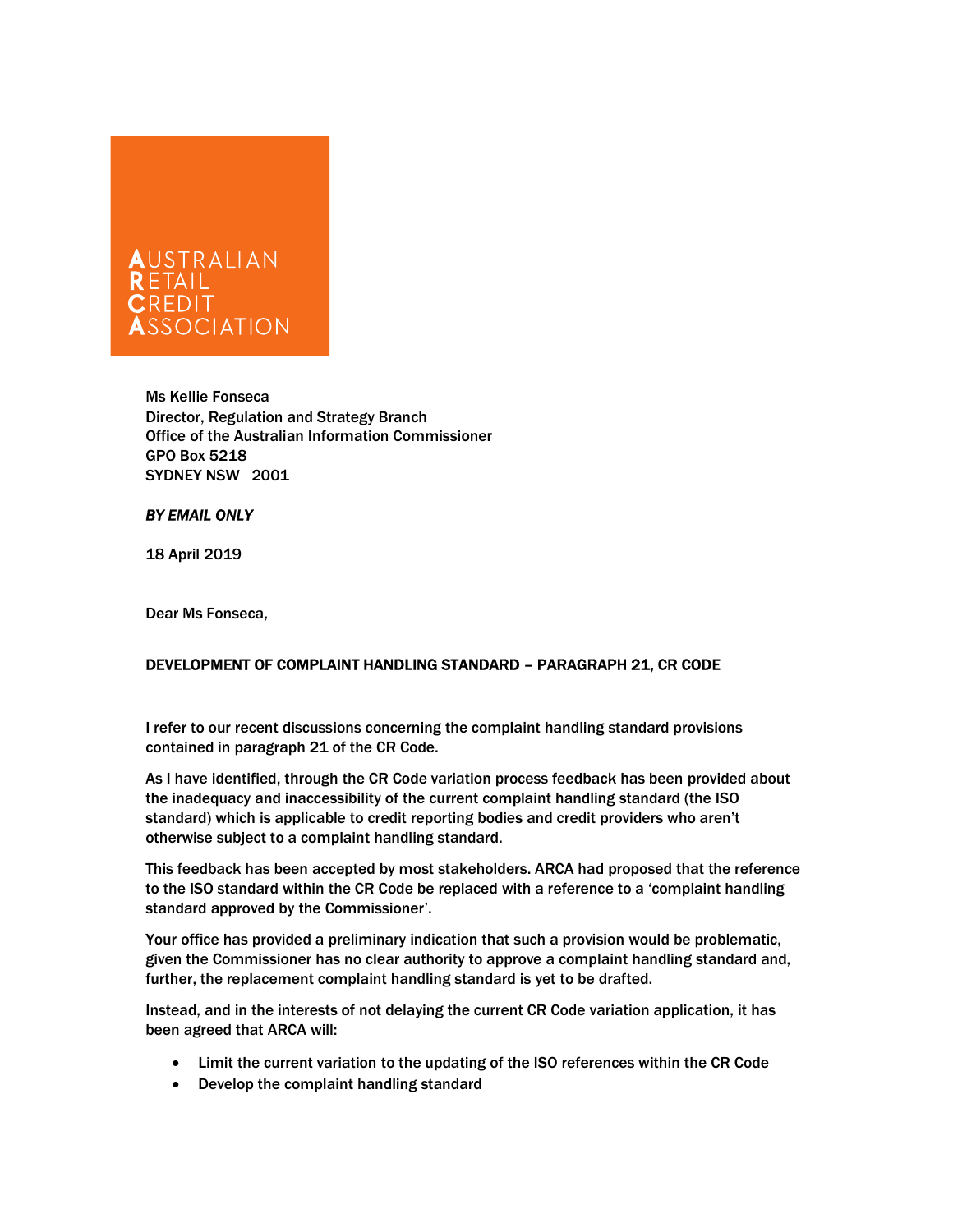AUSTRALIAN RETAIL CREDIT ASSOCIATION

Ms Kellie Fonseca
Director, Regulation and Strategy Branch
Office of the Australian Information Commissioner
GPO Box 5218
SYDNEY NSW 2001

***BY EMAIL ONLY***

18 April 2019

Dear Ms Fonseca,

**DEVELOPMENT OF COMPLAINT HANDLING STANDARD – PARAGRAPH 21, CR CODE**

I refer to our recent discussions concerning the complaint handling standard provisions contained in paragraph 21 of the CR Code.

As I have identified, through the CR Code variation process feedback has been provided about the inadequacy and inaccessibility of the current complaint handling standard (the ISO standard) which is applicable to credit reporting bodies and credit providers who aren't otherwise subject to a complaint handling standard.

This feedback has been accepted by most stakeholders. ARCA had proposed that the reference to the ISO standard within the CR Code be replaced with a reference to a 'complaint handling standard approved by the Commissioner'.

Your office has provided a preliminary indication that such a provision would be problematic, given the Commissioner has no clear authority to approve a complaint handling standard and, further, the replacement complaint handling standard is yet to be drafted.

Instead, and in the interests of not delaying the current CR Code variation application, it has been agreed that ARCA will:

- Limit the current variation to the updating of the ISO references within the CR Code
- Develop the complaint handling standard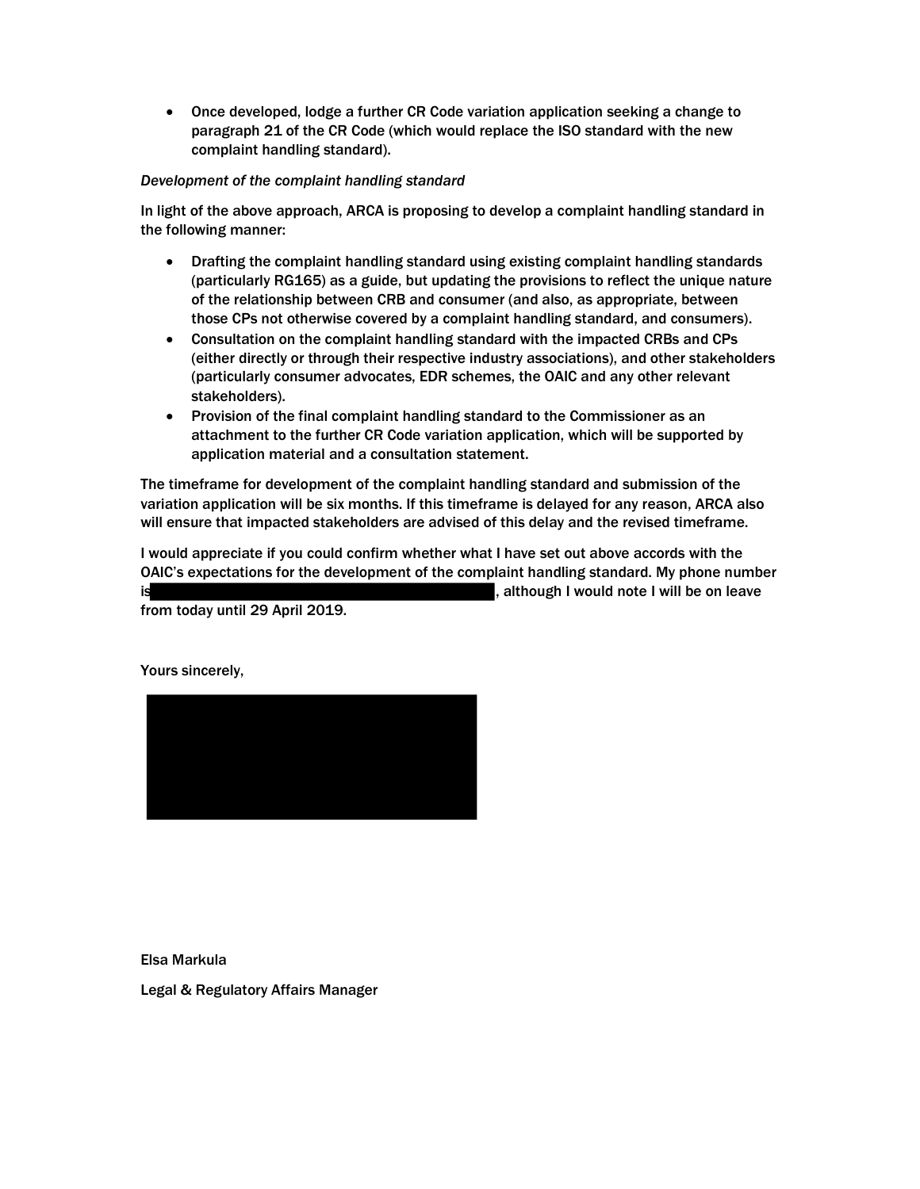- Once developed, lodge a further CR Code variation application seeking a change to paragraph 21 of the CR Code (which would replace the ISO standard with the new complaint handling standard).

*Development of the complaint handling standard*

In light of the above approach, ARCA is proposing to develop a complaint handling standard in the following manner:

- Drafting the complaint handling standard using existing complaint handling standards (particularly RG165) as a guide, but updating the provisions to reflect the unique nature of the relationship between CRB and consumer (and also, as appropriate, between those CPs not otherwise covered by a complaint handling standard, and consumers).
- Consultation on the complaint handling standard with the impacted CRBs and CPs (either directly or through their respective industry associations), and other stakeholders (particularly consumer advocates, EDR schemes, the OAIC and any other relevant stakeholders).
- Provision of the final complaint handling standard to the Commissioner as an attachment to the further CR Code variation application, which will be supported by application material and a consultation statement.

The timeframe for development of the complaint handling standard and submission of the variation application will be six months. If this timeframe is delayed for any reason, ARCA also will ensure that impacted stakeholders are advised of this delay and the revised timeframe.

I would appreciate if you could confirm whether what I have set out above accords with the OAIC's expectations for the development of the complaint handling standard. My phone number is [REDACTED], although I would note I will be on leave from today until 29 April 2019.

Yours sincerely,

[REDACTED]

Elsa Markula

Legal & Regulatory Affairs Manager